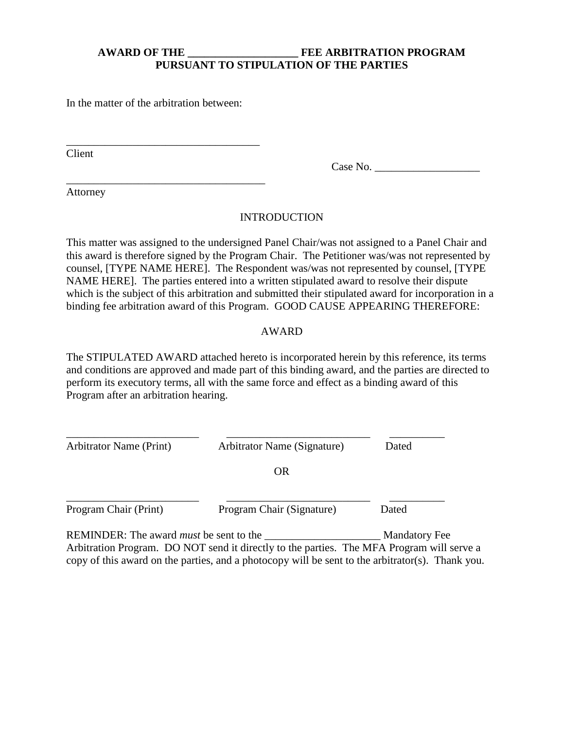**AWARD OF THE ___________________ FEE ARBITRATION PROGRAM**
**PURSUANT TO STIPULATION OF THE PARTIES**

In the matter of the arbitration between:

____________________________________
Client

Case No. ___________________

____________________________________
Attorney

INTRODUCTION

This matter was assigned to the undersigned Panel Chair/was not assigned to a Panel Chair and this award is therefore signed by the Program Chair. The Petitioner was/was not represented by counsel, [TYPE NAME HERE]. The Respondent was/was not represented by counsel, [TYPE NAME HERE]. The parties entered into a written stipulated award to resolve their dispute which is the subject of this arbitration and submitted their stipulated award for incorporation in a binding fee arbitration award of this Program. GOOD CAUSE APPEARING THEREFORE:

AWARD

The STIPULATED AWARD attached hereto is incorporated herein by this reference, its terms and conditions are approved and made part of this binding award, and the parties are directed to perform its executory terms, all with the same force and effect as a binding award of this Program after an arbitration hearing.

________________________ ________________________ __________
Arbitrator Name (Print) Arbitrator Name (Signature) Dated

OR

________________________ ________________________ __________
Program Chair (Print) Program Chair (Signature) Dated

REMINDER: The award *must* be sent to the _____________________ Mandatory Fee Arbitration Program. DO NOT send it directly to the parties. The MFA Program will serve a copy of this award on the parties, and a photocopy will be sent to the arbitrator(s). Thank you.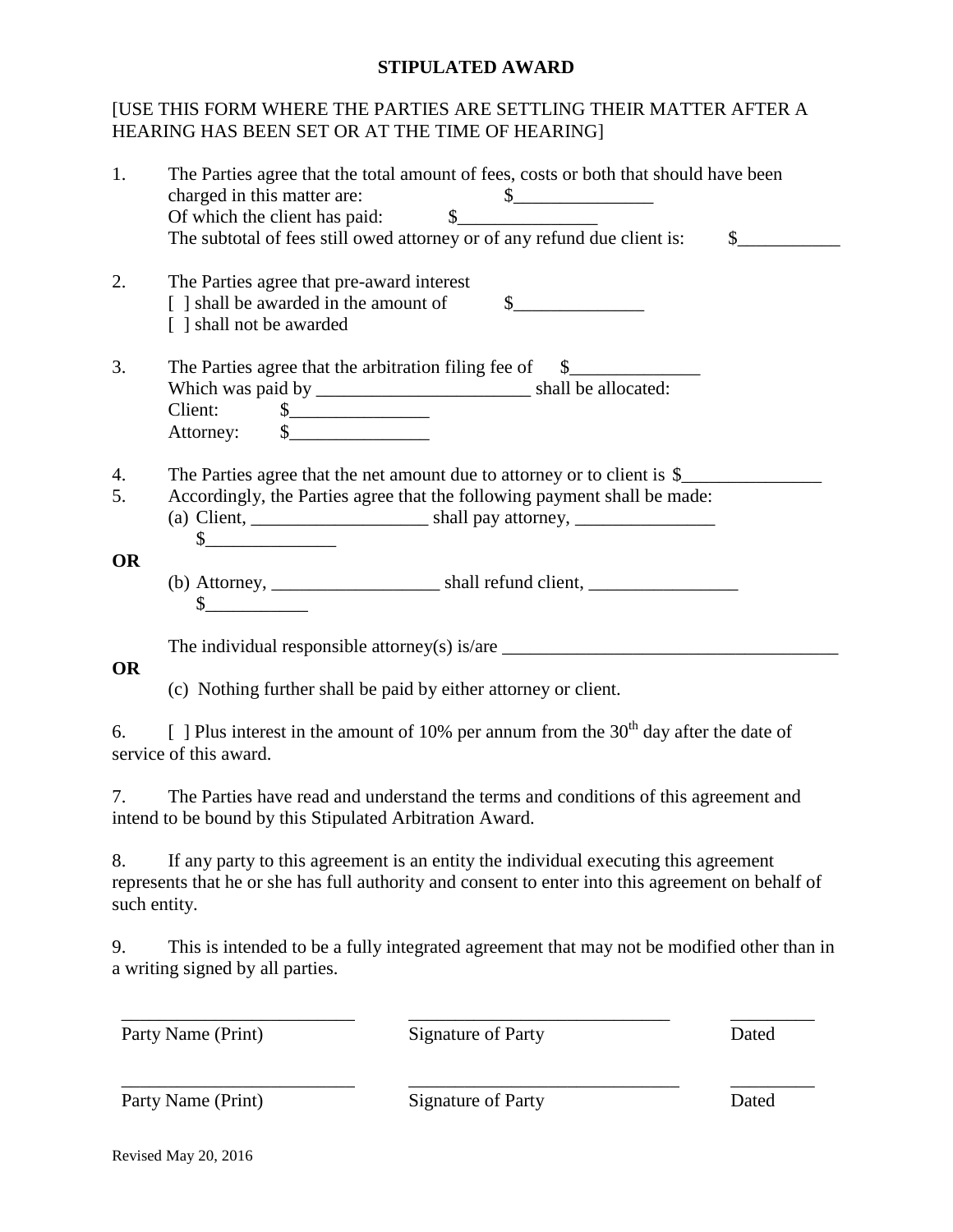# STIPULATED AWARD

[USE THIS FORM WHERE THE PARTIES ARE SETTLING THEIR MATTER AFTER A HEARING HAS BEEN SET OR AT THE TIME OF HEARING]

1. The Parties agree that the total amount of fees, costs or both that should have been charged in this matter are: $_______________
   Of which the client has paid: $_______________
   The subtotal of fees still owed attorney or of any refund due client is: $___________

2. The Parties agree that pre-award interest
   [ ] shall be awarded in the amount of $______________
   [ ] shall not be awarded

3. The Parties agree that the arbitration filing fee of $______________
   Which was paid by _______________________ shall be allocated:
   Client: $_______________
   Attorney: $_______________

4. The Parties agree that the net amount due to attorney or to client is $_______________
5. Accordingly, the Parties agree that the following payment shall be made:
   (a) Client, ___________________ shall pay attorney, _______________
   $______________

**OR**

   (b) Attorney, __________________ shall refund client, ________________
   $___________

   The individual responsible attorney(s) is/are ____________________________________

**OR**

   (c) Nothing further shall be paid by either attorney or client.

6. [ ] Plus interest in the amount of 10% per annum from the 30th day after the date of service of this award.

7. The Parties have read and understand the terms and conditions of this agreement and intend to be bound by this Stipulated Arbitration Award.

8. If any party to this agreement is an entity the individual executing this agreement represents that he or she has full authority and consent to enter into this agreement on behalf of such entity.

9. This is intended to be a fully integrated agreement that may not be modified other than in a writing signed by all parties.

| | | |
|---|---|---|
| _________________________ | ____________________________ | _________ |
| Party Name (Print) | Signature of Party | Dated |
| _________________________ | ____________________________ | _________ |
| Party Name (Print) | Signature of Party | Dated |

Revised May 20, 2016